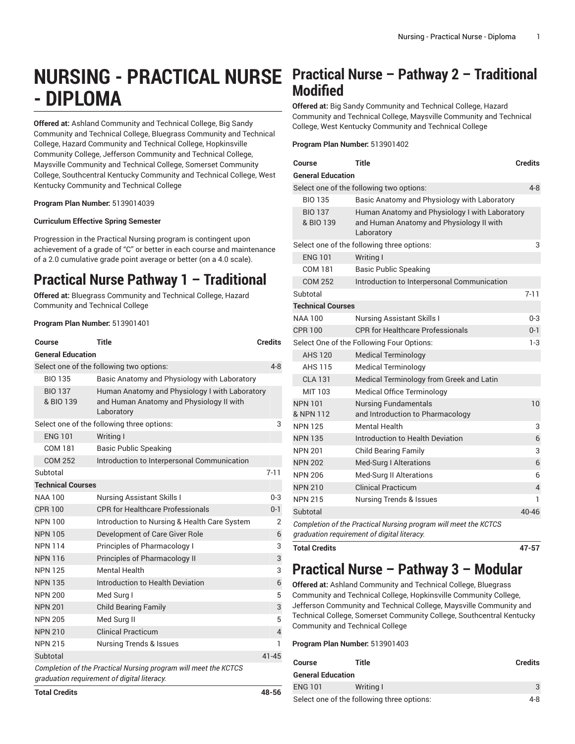# NURSING - PRACTICAL NURSE - DIPLOMA

**Offered at:** Ashland Community and Technical College, Big Sandy Community and Technical College, Bluegrass Community and Technical College, Hazard Community and Technical College, Hopkinsville Community College, Jefferson Community and Technical College, Maysville Community and Technical College, Somerset Community College, Southcentral Kentucky Community and Technical College, West Kentucky Community and Technical College

**Program Plan Number:** 5139014039

**Curriculum Effective Spring Semester**

Progression in the Practical Nursing program is contingent upon achievement of a grade of "C" or better in each course and maintenance of a 2.0 cumulative grade point average or better (on a 4.0 scale).

## Practical Nurse Pathway 1 – Traditional

**Offered at:** Bluegrass Community and Technical College, Hazard Community and Technical College

**Program Plan Number:** 513901401

| Course | Title | Credits |
|---|---|---|
| **General Education** | | |
| Select one of the following two options: | | 4-8 |
| BIO 135 | Basic Anatomy and Physiology with Laboratory | |
| BIO 137 & BIO 139 | Human Anatomy and Physiology I with Laboratory and Human Anatomy and Physiology II with Laboratory | |
| Select one of the following three options: | | 3 |
| ENG 101 | Writing I | |
| COM 181 | Basic Public Speaking | |
| COM 252 | Introduction to Interpersonal Communication | |
| Subtotal | | 7-11 |
| **Technical Courses** | | |
| NAA 100 | Nursing Assistant Skills I | 0-3 |
| CPR 100 | CPR for Healthcare Professionals | 0-1 |
| NPN 100 | Introduction to Nursing & Health Care System | 2 |
| NPN 105 | Development of Care Giver Role | 6 |
| NPN 114 | Principles of Pharmacology I | 3 |
| NPN 116 | Principles of Pharmacology II | 3 |
| NPN 125 | Mental Health | 3 |
| NPN 135 | Introduction to Health Deviation | 6 |
| NPN 200 | Med Surg I | 5 |
| NPN 201 | Child Bearing Family | 3 |
| NPN 205 | Med Surg II | 5 |
| NPN 210 | Clinical Practicum | 4 |
| NPN 215 | Nursing Trends & Issues | 1 |
| Subtotal | | 41-45 |
| *Completion of the Practical Nursing program will meet the KCTCS graduation requirement of digital literacy.* | | |
| **Total Credits** | | **48-56** |

## Practical Nurse – Pathway 2 – Traditional Modified

**Offered at:** Big Sandy Community and Technical College, Hazard Community and Technical College, Maysville Community and Technical College, West Kentucky Community and Technical College

**Program Plan Number:** 513901402

| Course | Title | Credits |
|---|---|---|
| **General Education** | | |
| Select one of the following two options: | | 4-8 |
| BIO 135 | Basic Anatomy and Physiology with Laboratory | |
| BIO 137 & BIO 139 | Human Anatomy and Physiology I with Laboratory and Human Anatomy and Physiology II with Laboratory | |
| Select one of the following three options: | | 3 |
| ENG 101 | Writing I | |
| COM 181 | Basic Public Speaking | |
| COM 252 | Introduction to Interpersonal Communication | |
| Subtotal | | 7-11 |
| **Technical Courses** | | |
| NAA 100 | Nursing Assistant Skills I | 0-3 |
| CPR 100 | CPR for Healthcare Professionals | 0-1 |
| Select One of the Following Four Options: | | 1-3 |
| AHS 120 | Medical Terminology | |
| AHS 115 | Medical Terminology | |
| CLA 131 | Medical Terminology from Greek and Latin | |
| MIT 103 | Medical Office Terminology | |
| NPN 101 & NPN 112 | Nursing Fundamentals and Introduction to Pharmacology | 10 |
| NPN 125 | Mental Health | 3 |
| NPN 135 | Introduction to Health Deviation | 6 |
| NPN 201 | Child Bearing Family | 3 |
| NPN 202 | Med-Surg I Alterations | 6 |
| NPN 206 | Med-Surg II Alterations | 6 |
| NPN 210 | Clinical Practicum | 4 |
| NPN 215 | Nursing Trends & Issues | 1 |
| Subtotal | | 40-46 |
| *Completion of the Practical Nursing program will meet the KCTCS graduation requirement of digital literacy.* | | |
| **Total Credits** | | **47-57** |

## Practical Nurse – Pathway 3 – Modular

**Offered at:** Ashland Community and Technical College, Bluegrass Community and Technical College, Hopkinsville Community College, Jefferson Community and Technical College, Maysville Community and Technical College, Somerset Community College, Southcentral Kentucky Community and Technical College

**Program Plan Number:** 513901403

| Course | Title | Credits |
|---|---|---|
| **General Education** | | |
| ENG 101 | Writing I | 3 |
| Select one of the following three options: | | 4-8 |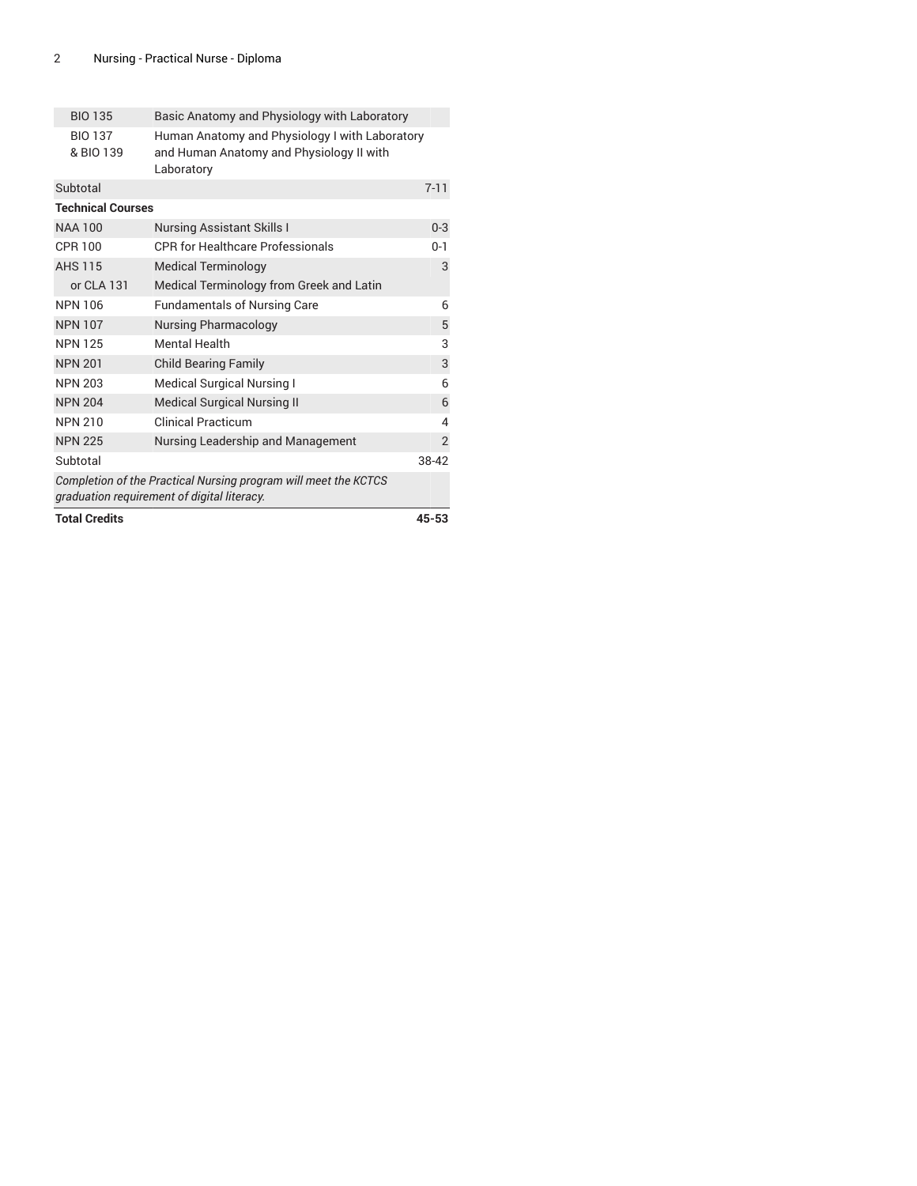| | | |
|---|---|---|
| BIO 135 | Basic Anatomy and Physiology with Laboratory | |
| BIO 137 & BIO 139 | Human Anatomy and Physiology I with Laboratory and Human Anatomy and Physiology II with Laboratory | |
| Subtotal | | 7-11 |
| **Technical Courses** | | |
| NAA 100 | Nursing Assistant Skills I | 0-3 |
| CPR 100 | CPR for Healthcare Professionals | 0-1 |
| AHS 115 | Medical Terminology | 3 |
| or CLA 131 | Medical Terminology from Greek and Latin | |
| NPN 106 | Fundamentals of Nursing Care | 6 |
| NPN 107 | Nursing Pharmacology | 5 |
| NPN 125 | Mental Health | 3 |
| NPN 201 | Child Bearing Family | 3 |
| NPN 203 | Medical Surgical Nursing I | 6 |
| NPN 204 | Medical Surgical Nursing II | 6 |
| NPN 210 | Clinical Practicum | 4 |
| NPN 225 | Nursing Leadership and Management | 2 |
| Subtotal | | 38-42 |
| *Completion of the Practical Nursing program will meet the KCTCS graduation requirement of digital literacy.* | | |
| **Total Credits** | | **45-53** |